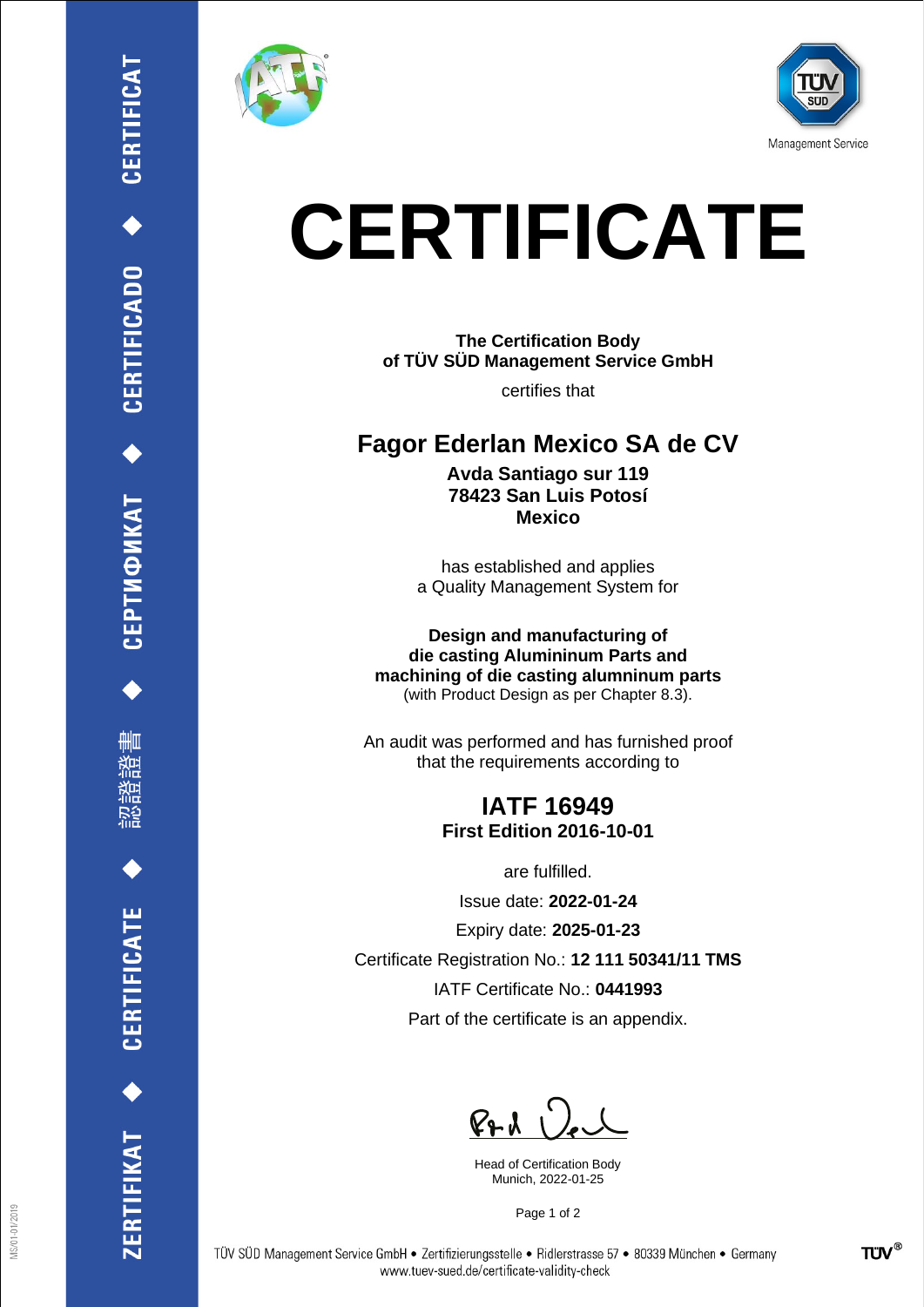CERTIFICAT ◆ CERTIFICADO ◆ СЕРТИФИКАТ ◆ 認證證書 ◆ CERTIFICATE ◆ ZERTIFIKAT

Management Service

# CERTIFICATE

**The Certification Body**
**of TÜV SÜD Management Service GmbH**

certifies that

## Fagor Ederlan Mexico SA de CV

**Avda Santiago sur 119**
**78423 San Luis Potosí**
**Mexico**

has established and applies
a Quality Management System for

**Design and manufacturing of**
**die casting Aluminium Parts and**
**machining of die casting alumninum parts**
(with Product Design as per Chapter 8.3).

An audit was performed and has furnished proof
that the requirements according to

## IATF 16949
**First Edition 2016-10-01**

are fulfilled.

Issue date: **2022-01-24**

Expiry date: **2025-01-23**

Certificate Registration No.: **12 111 50341/11 TMS**

IATF Certificate No.: **0441993**

Part of the certificate is an appendix.

Head of Certification Body
Munich, 2022-01-25

TÜV SÜD Management Service GmbH • Zertifizierungsstelle • Ridlerstrasse 57 • 80339 München • Germany
www.tuev-sued.de/certificate-validity-check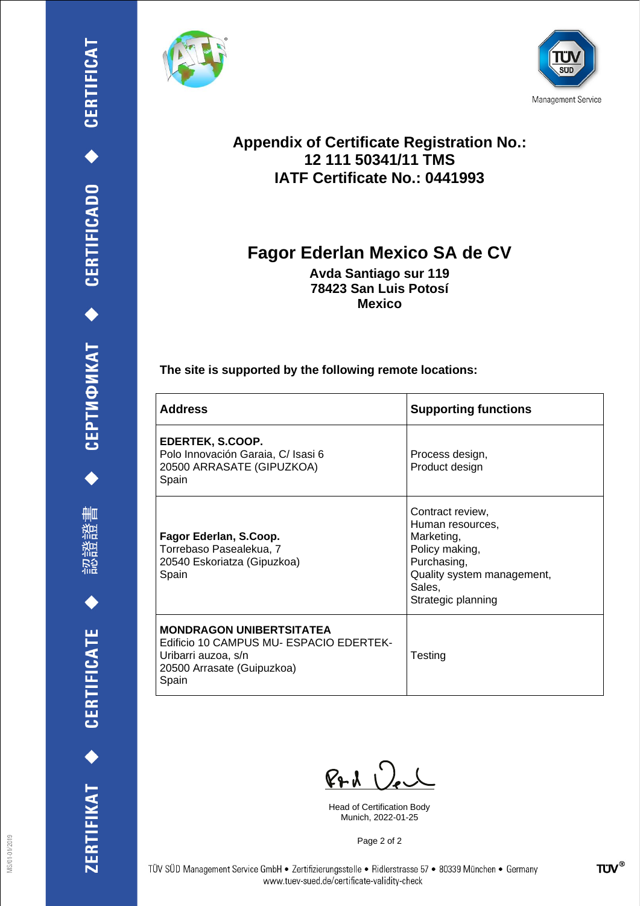## Appendix of Certificate Registration No.: 12 111 50341/11 TMS
## IATF Certificate No.: 0441993

# Fagor Ederlan Mexico SA de CV

**Avda Santiago sur 119**
**78423 San Luis Potosí**
**Mexico**

**The site is supported by the following remote locations:**

| Address | Supporting functions |
|---|---|
| **EDERTEK, S.COOP.**<br>Polo Innovación Garaia, C/ Isasi 6<br>20500 ARRASATE (GIPUZKOA)<br>Spain | Process design,<br>Product design |
| **Fagor Ederlan, S.Coop.**<br>Torrebaso Pasealekua, 7<br>20540 Eskoriatza (Gipuzkoa)<br>Spain | Contract review,<br>Human resources,<br>Marketing,<br>Policy making,<br>Purchasing,<br>Quality system management,<br>Sales,<br>Strategic planning |
| **MONDRAGON UNIBERTSITATEA**<br>Edificio 10 CAMPUS MU- ESPACIO EDERTEK-<br>Uribarri auzoa, s/n<br>20500 Arrasate (Guipuzkoa)<br>Spain | Testing |

Head of Certification Body
Munich, 2022-01-25

TÜV SÜD Management Service GmbH • Zertifizierungsstelle • Ridlerstrasse 57 • 80339 München • Germany
www.tuev-sued.de/certificate-validity-check